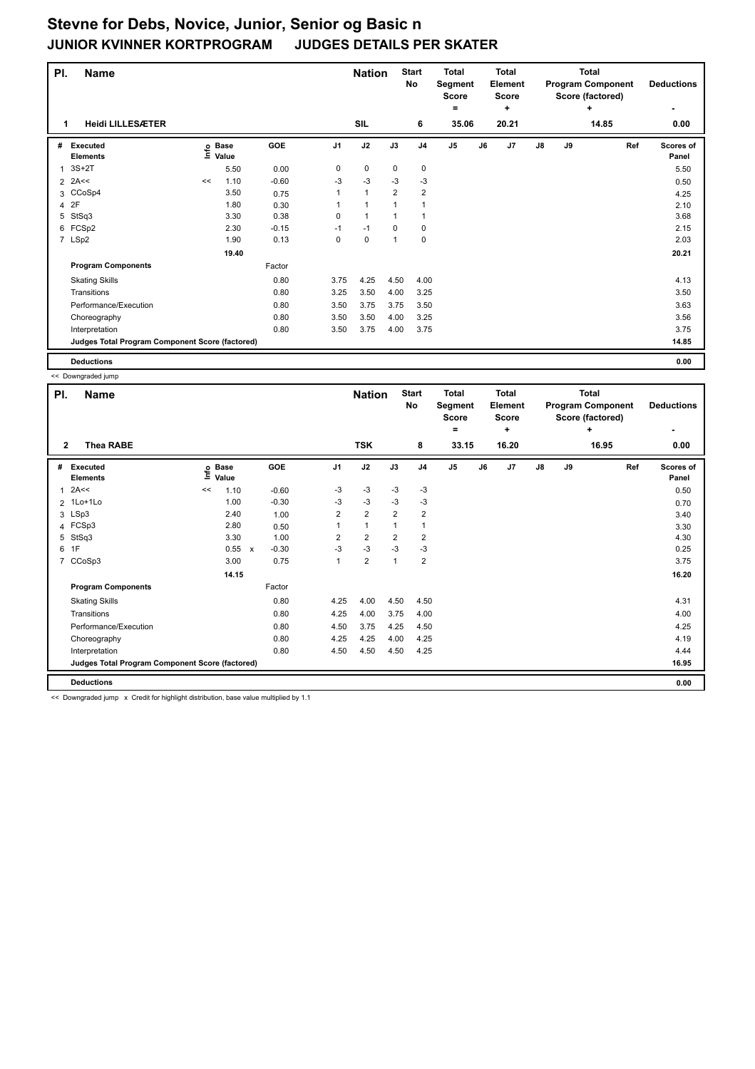# Stevne for Debs, Novice, Junior, Senior og Basic n

## JUNIOR KVINNER KORTPROGRAM JUDGES DETAILS PER SKATER

| Pl. | Name | Nation | Start No | Total Segment Score = | Total Element Score + | Total Program Component Score (factored) + | Deductions - |
|---|---|---|---|---|---|---|---|
| 1 | Heidi LILLESÆTER | SIL | 6 | 35.06 | 20.21 | 14.85 | 0.00 |

| # | Executed Elements | Info | Base Value | GOE | J1 | J2 | J3 | J4 | J5 | J6 | J7 | J8 | J9 | Ref | Scores of Panel |
|---|---|---|---|---|---|---|---|---|---|---|---|---|---|---|---|
| 1 | 3S+2T | | 5.50 | 0.00 | 0 | 0 | 0 | 0 | | | | | | | 5.50 |
| 2 | 2A<< | << | 1.10 | -0.60 | -3 | -3 | -3 | -3 | | | | | | | 0.50 |
| 3 | CCoSp4 | | 3.50 | 0.75 | 1 | 1 | 2 | 2 | | | | | | | 4.25 |
| 4 | 2F | | 1.80 | 0.30 | 1 | 1 | 1 | 1 | | | | | | | 2.10 |
| 5 | StSq3 | | 3.30 | 0.38 | 0 | 1 | 1 | 1 | | | | | | | 3.68 |
| 6 | FCSp2 | | 2.30 | -0.15 | -1 | -1 | 0 | 0 | | | | | | | 2.15 |
| 7 | LSp2 | | 1.90 | 0.13 | 0 | 0 | 1 | 0 | | | | | | | 2.03 |
| | | | 19.40 | | | | | | | | | | | | 20.21 |
| | **Program Components** | | | Factor | | | | | | | | | | | |
| | Skating Skills | | | 0.80 | 3.75 | 4.25 | 4.50 | 4.00 | | | | | | | 4.13 |
| | Transitions | | | 0.80 | 3.25 | 3.50 | 4.00 | 3.25 | | | | | | | 3.50 |
| | Performance/Execution | | | 0.80 | 3.50 | 3.75 | 3.75 | 3.50 | | | | | | | 3.63 |
| | Choreography | | | 0.80 | 3.50 | 3.50 | 4.00 | 3.25 | | | | | | | 3.56 |
| | Interpretation | | | 0.80 | 3.50 | 3.75 | 4.00 | 3.75 | | | | | | | 3.75 |
| | **Judges Total Program Component Score (factored)** | | | | | | | | | | | | | | 14.85 |
| | **Deductions** | | | | | | | | | | | | | | 0.00 |

<< Downgraded jump

| Pl. | Name | Nation | Start No | Total Segment Score = | Total Element Score + | Total Program Component Score (factored) + | Deductions - |
|---|---|---|---|---|---|---|---|
| 2 | Thea RABE | TSK | 8 | 33.15 | 16.20 | 16.95 | 0.00 |

| # | Executed Elements | Info | Base Value | GOE | J1 | J2 | J3 | J4 | J5 | J6 | J7 | J8 | J9 | Ref | Scores of Panel |
|---|---|---|---|---|---|---|---|---|---|---|---|---|---|---|---|
| 1 | 2A<< | << | 1.10 | -0.60 | -3 | -3 | -3 | -3 | | | | | | | 0.50 |
| 2 | 1Lo+1Lo | | 1.00 | -0.30 | -3 | -3 | -3 | -3 | | | | | | | 0.70 |
| 3 | LSp3 | | 2.40 | 1.00 | 2 | 2 | 2 | 2 | | | | | | | 3.40 |
| 4 | FCSp3 | | 2.80 | 0.50 | 1 | 1 | 1 | 1 | | | | | | | 3.30 |
| 5 | StSq3 | | 3.30 | 1.00 | 2 | 2 | 2 | 2 | | | | | | | 4.30 |
| 6 | 1F | | 0.55 x | -0.30 | -3 | -3 | -3 | -3 | | | | | | | 0.25 |
| 7 | CCoSp3 | | 3.00 | 0.75 | 1 | 2 | 1 | 2 | | | | | | | 3.75 |
| | | | 14.15 | | | | | | | | | | | | 16.20 |
| | **Program Components** | | | Factor | | | | | | | | | | | |
| | Skating Skills | | | 0.80 | 4.25 | 4.00 | 4.50 | 4.50 | | | | | | | 4.31 |
| | Transitions | | | 0.80 | 4.25 | 4.00 | 3.75 | 4.00 | | | | | | | 4.00 |
| | Performance/Execution | | | 0.80 | 4.50 | 3.75 | 4.25 | 4.50 | | | | | | | 4.25 |
| | Choreography | | | 0.80 | 4.25 | 4.25 | 4.00 | 4.25 | | | | | | | 4.19 |
| | Interpretation | | | 0.80 | 4.50 | 4.50 | 4.50 | 4.25 | | | | | | | 4.44 |
| | **Judges Total Program Component Score (factored)** | | | | | | | | | | | | | | 16.95 |
| | **Deductions** | | | | | | | | | | | | | | 0.00 |

<< Downgraded jump x Credit for highlight distribution, base value multiplied by 1.1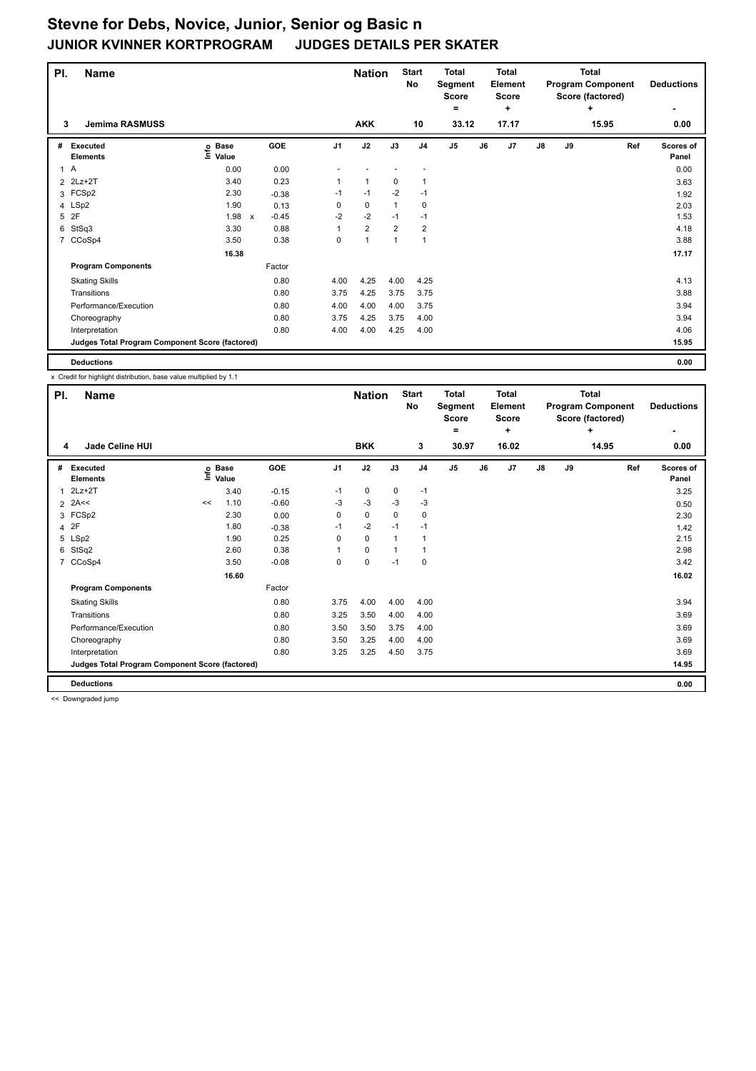# Stevne for Debs, Novice, Junior, Senior og Basic n

## JUNIOR KVINNER KORTPROGRAM JUDGES DETAILS PER SKATER

| Pl. | Name | Nation | Start No | Total Segment Score = | Total Element Score + | Total Program Component Score (factored) + | Deductions - |
|---|---|---|---|---|---|---|---|
| 3 | Jemima RASMUSS | AKK | 10 | 33.12 | 17.17 | 15.95 | 0.00 |

| # | Executed Elements | Info | Base Value | | GOE | J1 | J2 | J3 | J4 | J5 | J6 | J7 | J8 | J9 | Ref | Scores of Panel |
|---|---|---|---|---|---|---|---|---|---|---|---|---|---|---|---|---|
| 1 | A | | 0.00 | | 0.00 | - | - | - | - | | | | | | | 0.00 |
| 2 | 2Lz+2T | | 3.40 | | 0.23 | 1 | 1 | 0 | 1 | | | | | | | 3.63 |
| 3 | FCSp2 | | 2.30 | | -0.38 | -1 | -1 | -2 | -1 | | | | | | | 1.92 |
| 4 | LSp2 | | 1.90 | | 0.13 | 0 | 0 | 1 | 0 | | | | | | | 2.03 |
| 5 | 2F | | 1.98 | x | -0.45 | -2 | -2 | -1 | -1 | | | | | | | 1.53 |
| 6 | StSq3 | | 3.30 | | 0.88 | 1 | 2 | 2 | 2 | | | | | | | 4.18 |
| 7 | CCoSp4 | | 3.50 | | 0.38 | 0 | 1 | 1 | 1 | | | | | | | 3.88 |
| | | | 16.38 | | | | | | | | | | | | | 17.17 |
| | **Program Components** | | | | Factor | | | | | | | | | | | |
| | Skating Skills | | | | 0.80 | 4.00 | 4.25 | 4.00 | 4.25 | | | | | | | 4.13 |
| | Transitions | | | | 0.80 | 3.75 | 4.25 | 3.75 | 3.75 | | | | | | | 3.88 |
| | Performance/Execution | | | | 0.80 | 4.00 | 4.00 | 4.00 | 3.75 | | | | | | | 3.94 |
| | Choreography | | | | 0.80 | 3.75 | 4.25 | 3.75 | 4.00 | | | | | | | 3.94 |
| | Interpretation | | | | 0.80 | 4.00 | 4.00 | 4.25 | 4.00 | | | | | | | 4.06 |
| | **Judges Total Program Component Score (factored)** | | | | | | | | | | | | | | | 15.95 |
| | **Deductions** | | | | | | | | | | | | | | | 0.00 |

x Credit for highlight distribution, base value multiplied by 1.1

| Pl. | Name | Nation | Start No | Total Segment Score = | Total Element Score + | Total Program Component Score (factored) + | Deductions - |
|---|---|---|---|---|---|---|---|
| 4 | Jade Celine HUI | BKK | 3 | 30.97 | 16.02 | 14.95 | 0.00 |

| # | Executed Elements | Info | Base Value | GOE | J1 | J2 | J3 | J4 | J5 | J6 | J7 | J8 | J9 | Ref | Scores of Panel |
|---|---|---|---|---|---|---|---|---|---|---|---|---|---|---|---|
| 1 | 2Lz+2T | | 3.40 | -0.15 | -1 | 0 | 0 | -1 | | | | | | | 3.25 |
| 2 | 2A<< | << | 1.10 | -0.60 | -3 | -3 | -3 | -3 | | | | | | | 0.50 |
| 3 | FCSp2 | | 2.30 | 0.00 | 0 | 0 | 0 | 0 | | | | | | | 2.30 |
| 4 | 2F | | 1.80 | -0.38 | -1 | -2 | -1 | -1 | | | | | | | 1.42 |
| 5 | LSp2 | | 1.90 | 0.25 | 0 | 0 | 1 | 1 | | | | | | | 2.15 |
| 6 | StSq2 | | 2.60 | 0.38 | 1 | 0 | 1 | 1 | | | | | | | 2.98 |
| 7 | CCoSp4 | | 3.50 | -0.08 | 0 | 0 | -1 | 0 | | | | | | | 3.42 |
| | | | 16.60 | | | | | | | | | | | | 16.02 |
| | **Program Components** | | | Factor | | | | | | | | | | | |
| | Skating Skills | | | 0.80 | 3.75 | 4.00 | 4.00 | 4.00 | | | | | | | 3.94 |
| | Transitions | | | 0.80 | 3.25 | 3.50 | 4.00 | 4.00 | | | | | | | 3.69 |
| | Performance/Execution | | | 0.80 | 3.50 | 3.50 | 3.75 | 4.00 | | | | | | | 3.69 |
| | Choreography | | | 0.80 | 3.50 | 3.25 | 4.00 | 4.00 | | | | | | | 3.69 |
| | Interpretation | | | 0.80 | 3.25 | 3.25 | 4.50 | 3.75 | | | | | | | 3.69 |
| | **Judges Total Program Component Score (factored)** | | | | | | | | | | | | | | 14.95 |
| | **Deductions** | | | | | | | | | | | | | | 0.00 |

<< Downgraded jump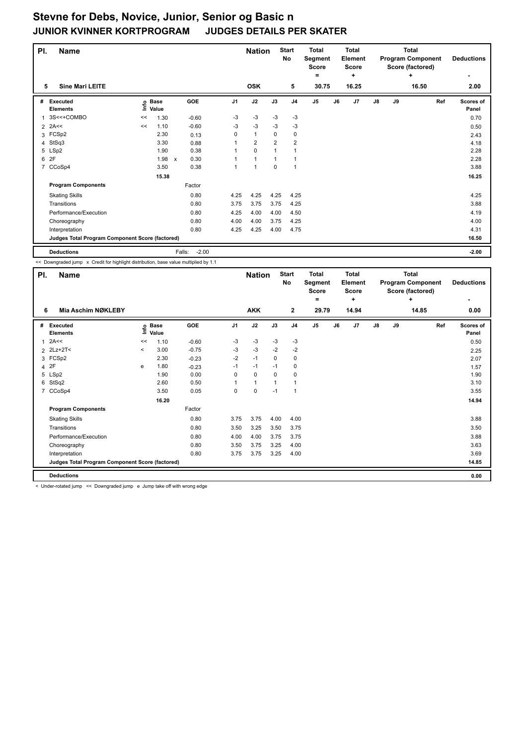# Stevne for Debs, Novice, Junior, Senior og Basic n

## JUNIOR KVINNER KORTPROGRAM JUDGES DETAILS PER SKATER

| Pl. | Name | Nation | Start No | Total Segment Score = | Total Element Score + | Total Program Component Score (factored) + | Deductions - |
|---|---|---|---|---|---|---|---|
| 5 | Sine Mari LEITE | OSK | 5 | 30.75 | 16.25 | 16.50 | 2.00 |

| # | Executed Elements | Info | Base Value | | GOE | J1 | J2 | J3 | J4 | J5 | J6 | J7 | J8 | J9 | Ref | Scores of Panel |
|---|---|---|---|---|---|---|---|---|---|---|---|---|---|---|---|---|
| 1 | 3S<<+COMBO | << | 1.30 | | -0.60 | -3 | -3 | -3 | -3 | | | | | | | 0.70 |
| 2 | 2A<< | << | 1.10 | | -0.60 | -3 | -3 | -3 | -3 | | | | | | | 0.50 |
| 3 | FCSp2 | | 2.30 | | 0.13 | 0 | 1 | 0 | 0 | | | | | | | 2.43 |
| 4 | StSq3 | | 3.30 | | 0.88 | 1 | 2 | 2 | 2 | | | | | | | 4.18 |
| 5 | LSp2 | | 1.90 | | 0.38 | 1 | 0 | 1 | 1 | | | | | | | 2.28 |
| 6 | 2F | | 1.98 | x | 0.30 | 1 | 1 | 1 | 1 | | | | | | | 2.28 |
| 7 | CCoSp4 | | 3.50 | | 0.38 | 1 | 1 | 0 | 1 | | | | | | | 3.88 |
| | | | 15.38 | | | | | | | | | | | | | 16.25 |

| Program Components | Factor | J1 | J2 | J3 | J4 | J5 | J6 | J7 | J8 | J9 | Ref | Scores of Panel |
|---|---|---|---|---|---|---|---|---|---|---|---|---|
| Skating Skills | 0.80 | 4.25 | 4.25 | 4.25 | 4.25 | | | | | | | 4.25 |
| Transitions | 0.80 | 3.75 | 3.75 | 3.75 | 4.25 | | | | | | | 3.88 |
| Performance/Execution | 0.80 | 4.25 | 4.00 | 4.00 | 4.50 | | | | | | | 4.19 |
| Choreography | 0.80 | 4.00 | 4.00 | 3.75 | 4.25 | | | | | | | 4.00 |
| Interpretation | 0.80 | 4.25 | 4.25 | 4.00 | 4.75 | | | | | | | 4.31 |
| Judges Total Program Component Score (factored) | | | | | | | | | | | | 16.50 |

| Deductions | Falls: | -2.00 | -2.00 |
|---|---|---|---|

<< Downgraded jump x Credit for highlight distribution, base value multiplied by 1.1

| Pl. | Name | Nation | Start No | Total Segment Score = | Total Element Score + | Total Program Component Score (factored) + | Deductions - |
|---|---|---|---|---|---|---|---|
| 6 | Mia Aschim NØKLEBY | AKK | 2 | 29.79 | 14.94 | 14.85 | 0.00 |

| # | Executed Elements | Info | Base Value | GOE | J1 | J2 | J3 | J4 | J5 | J6 | J7 | J8 | J9 | Ref | Scores of Panel |
|---|---|---|---|---|---|---|---|---|---|---|---|---|---|---|---|
| 1 | 2A<< | << | 1.10 | -0.60 | -3 | -3 | -3 | -3 | | | | | | | 0.50 |
| 2 | 2Lz+2T< | < | 3.00 | -0.75 | -3 | -3 | -2 | -2 | | | | | | | 2.25 |
| 3 | FCSp2 | | 2.30 | -0.23 | -2 | -1 | 0 | 0 | | | | | | | 2.07 |
| 4 | 2F | e | 1.80 | -0.23 | -1 | -1 | -1 | 0 | | | | | | | 1.57 |
| 5 | LSp2 | | 1.90 | 0.00 | 0 | 0 | 0 | 0 | | | | | | | 1.90 |
| 6 | StSq2 | | 2.60 | 0.50 | 1 | 1 | 1 | 1 | | | | | | | 3.10 |
| 7 | CCoSp4 | | 3.50 | 0.05 | 0 | 0 | -1 | 1 | | | | | | | 3.55 |
| | | | 16.20 | | | | | | | | | | | | 14.94 |

| Program Components | Factor | J1 | J2 | J3 | J4 | J5 | J6 | J7 | J8 | J9 | Ref | Scores of Panel |
|---|---|---|---|---|---|---|---|---|---|---|---|---|
| Skating Skills | 0.80 | 3.75 | 3.75 | 4.00 | 4.00 | | | | | | | 3.88 |
| Transitions | 0.80 | 3.50 | 3.25 | 3.50 | 3.75 | | | | | | | 3.50 |
| Performance/Execution | 0.80 | 4.00 | 4.00 | 3.75 | 3.75 | | | | | | | 3.88 |
| Choreography | 0.80 | 3.50 | 3.75 | 3.25 | 4.00 | | | | | | | 3.63 |
| Interpretation | 0.80 | 3.75 | 3.75 | 3.25 | 4.00 | | | | | | | 3.69 |
| Judges Total Program Component Score (factored) | | | | | | | | | | | | 14.85 |

| Deductions | 0.00 |
|---|---|

< Under-rotated jump << Downgraded jump e Jump take off with wrong edge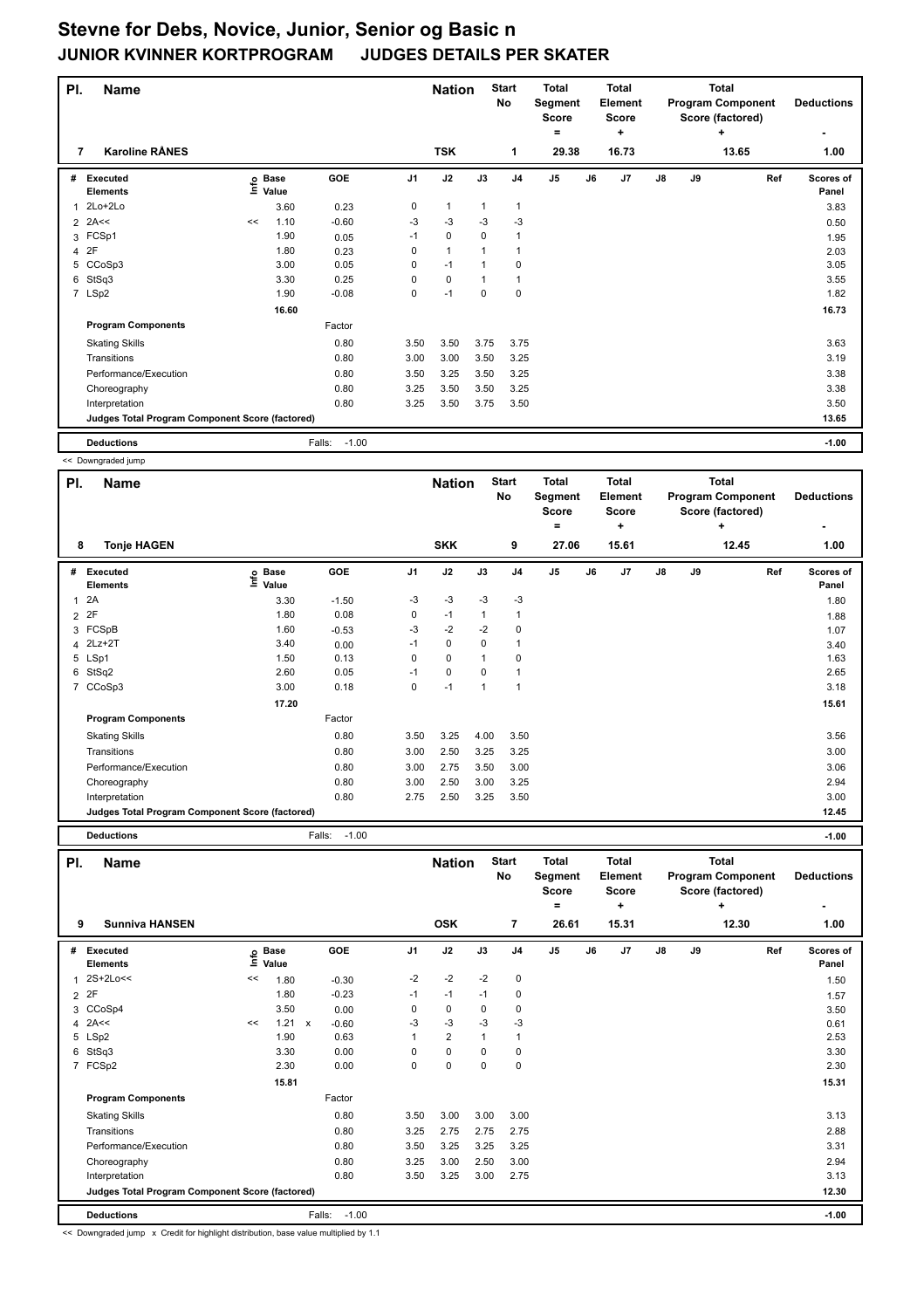# Stevne for Debs, Novice, Junior, Senior og Basic n

## JUNIOR KVINNER KORTPROGRAM JUDGES DETAILS PER SKATER

| Pl. | Name | Nation | Start No | Total Segment Score = | Total Element Score + | Total Program Component Score (factored) + | Deductions - |
|---|---|---|---|---|---|---|---|
| 7 | Karoline RÅNES | TSK | 1 | 29.38 | 16.73 | 13.65 | 1.00 |

| # | Executed Elements | Info | Base Value | GOE | J1 | J2 | J3 | J4 | J5 | J6 | J7 | J8 | J9 | Ref | Scores of Panel |
|---|---|---|---|---|---|---|---|---|---|---|---|---|---|---|---|
| 1 | 2Lo+2Lo | | 3.60 | 0.23 | 0 | 1 | 1 | 1 | | | | | | | 3.83 |
| 2 | 2A<< | << | 1.10 | -0.60 | -3 | -3 | -3 | -3 | | | | | | | 0.50 |
| 3 | FCSp1 | | 1.90 | 0.05 | -1 | 0 | 0 | 1 | | | | | | | 1.95 |
| 4 | 2F | | 1.80 | 0.23 | 0 | 1 | 1 | 1 | | | | | | | 2.03 |
| 5 | CCoSp3 | | 3.00 | 0.05 | 0 | -1 | 1 | 0 | | | | | | | 3.05 |
| 6 | StSq3 | | 3.30 | 0.25 | 0 | 0 | 1 | 1 | | | | | | | 3.55 |
| 7 | LSp2 | | 1.90 | -0.08 | 0 | -1 | 0 | 0 | | | | | | | 1.82 |
| | | | 16.60 | | | | | | | | | | | | 16.73 |

| Program Components | Factor | J1 | J2 | J3 | J4 | J5 | J6 | J7 | J8 | J9 | Ref | Scores of Panel |
|---|---|---|---|---|---|---|---|---|---|---|---|---|
| Skating Skills | 0.80 | 3.50 | 3.50 | 3.75 | 3.75 | | | | | | | 3.63 |
| Transitions | 0.80 | 3.00 | 3.00 | 3.50 | 3.25 | | | | | | | 3.19 |
| Performance/Execution | 0.80 | 3.50 | 3.25 | 3.50 | 3.25 | | | | | | | 3.38 |
| Choreography | 0.80 | 3.25 | 3.50 | 3.50 | 3.25 | | | | | | | 3.38 |
| Interpretation | 0.80 | 3.25 | 3.50 | 3.75 | 3.50 | | | | | | | 3.50 |
| Judges Total Program Component Score (factored) | | | | | | | | | | | | 13.65 |

| Deductions | Falls: -1.00 | -1.00 |
|---|---|---|

<< Downgraded jump

| Pl. | Name | Nation | Start No | Total Segment Score = | Total Element Score + | Total Program Component Score (factored) + | Deductions - |
|---|---|---|---|---|---|---|---|
| 8 | Tonje HAGEN | SKK | 9 | 27.06 | 15.61 | 12.45 | 1.00 |

| # | Executed Elements | Info | Base Value | GOE | J1 | J2 | J3 | J4 | J5 | J6 | J7 | J8 | J9 | Ref | Scores of Panel |
|---|---|---|---|---|---|---|---|---|---|---|---|---|---|---|---|
| 1 | 2A | | 3.30 | -1.50 | -3 | -3 | -3 | -3 | | | | | | | 1.80 |
| 2 | 2F | | 1.80 | 0.08 | 0 | -1 | 1 | 1 | | | | | | | 1.88 |
| 3 | FCSpB | | 1.60 | -0.53 | -3 | -2 | -2 | 0 | | | | | | | 1.07 |
| 4 | 2Lz+2T | | 3.40 | 0.00 | -1 | 0 | 0 | 1 | | | | | | | 3.40 |
| 5 | LSp1 | | 1.50 | 0.13 | 0 | 0 | 1 | 0 | | | | | | | 1.63 |
| 6 | StSq2 | | 2.60 | 0.05 | -1 | 0 | 0 | 1 | | | | | | | 2.65 |
| 7 | CCoSp3 | | 3.00 | 0.18 | 0 | -1 | 1 | 1 | | | | | | | 3.18 |
| | | | 17.20 | | | | | | | | | | | | 15.61 |

| Program Components | Factor | J1 | J2 | J3 | J4 | J5 | J6 | J7 | J8 | J9 | Ref | Scores of Panel |
|---|---|---|---|---|---|---|---|---|---|---|---|---|
| Skating Skills | 0.80 | 3.50 | 3.25 | 4.00 | 3.50 | | | | | | | 3.56 |
| Transitions | 0.80 | 3.00 | 2.50 | 3.25 | 3.25 | | | | | | | 3.00 |
| Performance/Execution | 0.80 | 3.00 | 2.75 | 3.50 | 3.00 | | | | | | | 3.06 |
| Choreography | 0.80 | 3.00 | 2.50 | 3.00 | 3.25 | | | | | | | 2.94 |
| Interpretation | 0.80 | 2.75 | 2.50 | 3.25 | 3.50 | | | | | | | 3.00 |
| Judges Total Program Component Score (factored) | | | | | | | | | | | | 12.45 |

| Deductions | Falls: -1.00 | -1.00 |
|---|---|---|

| Pl. | Name | Nation | Start No | Total Segment Score = | Total Element Score + | Total Program Component Score (factored) + | Deductions - |
|---|---|---|---|---|---|---|---|
| 9 | Sunniva HANSEN | OSK | 7 | 26.61 | 15.31 | 12.30 | 1.00 |

| # | Executed Elements | Info | Base Value | | GOE | J1 | J2 | J3 | J4 | J5 | J6 | J7 | J8 | J9 | Ref | Scores of Panel |
|---|---|---|---|---|---|---|---|---|---|---|---|---|---|---|---|---|
| 1 | 2S+2Lo<< | << | 1.80 | | -0.30 | -2 | -2 | -2 | 0 | | | | | | | 1.50 |
| 2 | 2F | | 1.80 | | -0.23 | -1 | -1 | -1 | 0 | | | | | | | 1.57 |
| 3 | CCoSp4 | | 3.50 | | 0.00 | 0 | 0 | 0 | 0 | | | | | | | 3.50 |
| 4 | 2A<< | << | 1.21 | x | -0.60 | -3 | -3 | -3 | -3 | | | | | | | 0.61 |
| 5 | LSp2 | | 1.90 | | 0.63 | 1 | 2 | 1 | 1 | | | | | | | 2.53 |
| 6 | StSq3 | | 3.30 | | 0.00 | 0 | 0 | 0 | 0 | | | | | | | 3.30 |
| 7 | FCSp2 | | 2.30 | | 0.00 | 0 | 0 | 0 | 0 | | | | | | | 2.30 |
| | | | 15.81 | | | | | | | | | | | | | 15.31 |

| Program Components | Factor | J1 | J2 | J3 | J4 | J5 | J6 | J7 | J8 | J9 | Ref | Scores of Panel |
|---|---|---|---|---|---|---|---|---|---|---|---|---|
| Skating Skills | 0.80 | 3.50 | 3.00 | 3.00 | 3.00 | | | | | | | 3.13 |
| Transitions | 0.80 | 3.25 | 2.75 | 2.75 | 2.75 | | | | | | | 2.88 |
| Performance/Execution | 0.80 | 3.50 | 3.25 | 3.25 | 3.25 | | | | | | | 3.31 |
| Choreography | 0.80 | 3.25 | 3.00 | 2.50 | 3.00 | | | | | | | 2.94 |
| Interpretation | 0.80 | 3.50 | 3.25 | 3.00 | 2.75 | | | | | | | 3.13 |
| Judges Total Program Component Score (factored) | | | | | | | | | | | | 12.30 |

| Deductions | Falls: -1.00 | -1.00 |
|---|---|---|

<< Downgraded jump x Credit for highlight distribution, base value multiplied by 1.1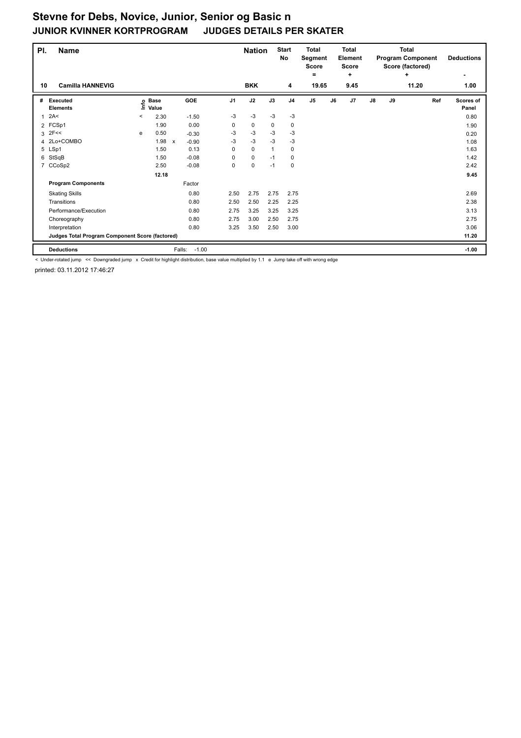# Stevne for Debs, Novice, Junior, Senior og Basic n

## JUNIOR KVINNER KORTPROGRAM JUDGES DETAILS PER SKATER

| Pl. | Name | Nation | Start No | Total Segment Score = | Total Element Score + | Total Program Component Score (factored) + | Deductions - |
|---|---|---|---|---|---|---|---|
| 10 | Camilla HANNEVIG | BKK | 4 | 19.65 | 9.45 | 11.20 | 1.00 |

| # | Executed Elements | Info | Base Value | | GOE | J1 | J2 | J3 | J4 | J5 | J6 | J7 | J8 | J9 | Ref | Scores of Panel |
|---|---|---|---|---|---|---|---|---|---|---|---|---|---|---|---|---|
| 1 | 2A< | < | 2.30 | | -1.50 | -3 | -3 | -3 | -3 | | | | | | | 0.80 |
| 2 | FCSp1 | | 1.90 | | 0.00 | 0 | 0 | 0 | 0 | | | | | | | 1.90 |
| 3 | 2F<< | e | 0.50 | | -0.30 | -3 | -3 | -3 | -3 | | | | | | | 0.20 |
| 4 | 2Lo+COMBO | | 1.98 | x | -0.90 | -3 | -3 | -3 | -3 | | | | | | | 1.08 |
| 5 | LSp1 | | 1.50 | | 0.13 | 0 | 0 | 1 | 0 | | | | | | | 1.63 |
| 6 | StSqB | | 1.50 | | -0.08 | 0 | 0 | -1 | 0 | | | | | | | 1.42 |
| 7 | CCoSp2 | | 2.50 | | -0.08 | 0 | 0 | -1 | 0 | | | | | | | 2.42 |
| | | | 12.18 | | | | | | | | | | | | | 9.45 |
| | **Program Components** | | | | Factor | | | | | | | | | | | |
| | Skating Skills | | | | 0.80 | 2.50 | 2.75 | 2.75 | 2.75 | | | | | | | 2.69 |
| | Transitions | | | | 0.80 | 2.50 | 2.50 | 2.25 | 2.25 | | | | | | | 2.38 |
| | Performance/Execution | | | | 0.80 | 2.75 | 3.25 | 3.25 | 3.25 | | | | | | | 3.13 |
| | Choreography | | | | 0.80 | 2.75 | 3.00 | 2.50 | 2.75 | | | | | | | 2.75 |
| | Interpretation | | | | 0.80 | 3.25 | 3.50 | 2.50 | 3.00 | | | | | | | 3.06 |
| | **Judges Total Program Component Score (factored)** | | | | | | | | | | | | | | | 11.20 |
| | **Deductions** | | | Falls: | -1.00 | | | | | | | | | | | -1.00 |

< Under-rotated jump << Downgraded jump x Credit for highlight distribution, base value multiplied by 1.1 e Jump take off with wrong edge

printed: 03.11.2012 17:46:27